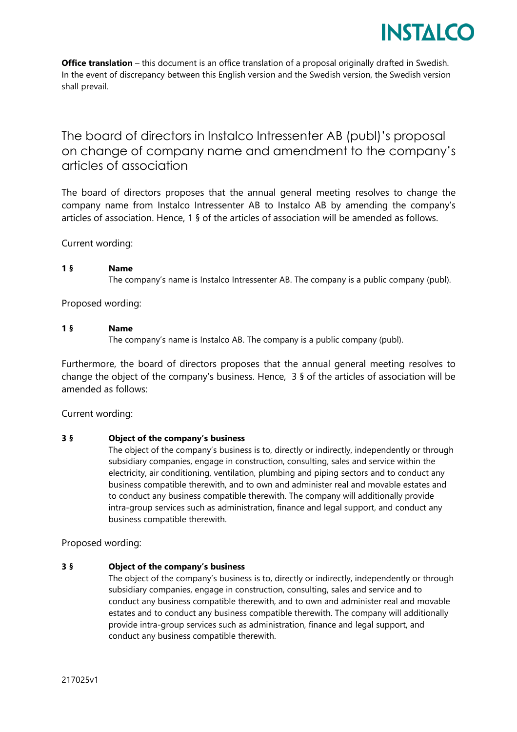**Office translation** – this document is an office translation of a proposal originally drafted in Swedish. In the event of discrepancy between this English version and the Swedish version, the Swedish version shall prevail.

# The board of directors in Instalco Intressenter AB (publ)'s proposal on change of company name and amendment to the company's articles of association

The board of directors proposes that the annual general meeting resolves to change the company name from Instalco Intressenter AB to Instalco AB by amending the company's articles of association. Hence, 1 § of the articles of association will be amended as follows.

Current wording:

**1 § Name**
The company's name is Instalco Intressenter AB. The company is a public company (publ).

Proposed wording:

**1 § Name**
The company's name is Instalco AB. The company is a public company (publ).

Furthermore, the board of directors proposes that the annual general meeting resolves to change the object of the company's business. Hence, 3 § of the articles of association will be amended as follows:

Current wording:

**3 § Object of the company's business**
The object of the company's business is to, directly or indirectly, independently or through subsidiary companies, engage in construction, consulting, sales and service within the electricity, air conditioning, ventilation, plumbing and piping sectors and to conduct any business compatible therewith, and to own and administer real and movable estates and to conduct any business compatible therewith. The company will additionally provide intra-group services such as administration, finance and legal support, and conduct any business compatible therewith.

Proposed wording:

**3 § Object of the company's business**
The object of the company's business is to, directly or indirectly, independently or through subsidiary companies, engage in construction, consulting, sales and service and to conduct any business compatible therewith, and to own and administer real and movable estates and to conduct any business compatible therewith. The company will additionally provide intra-group services such as administration, finance and legal support, and conduct any business compatible therewith.

217025v1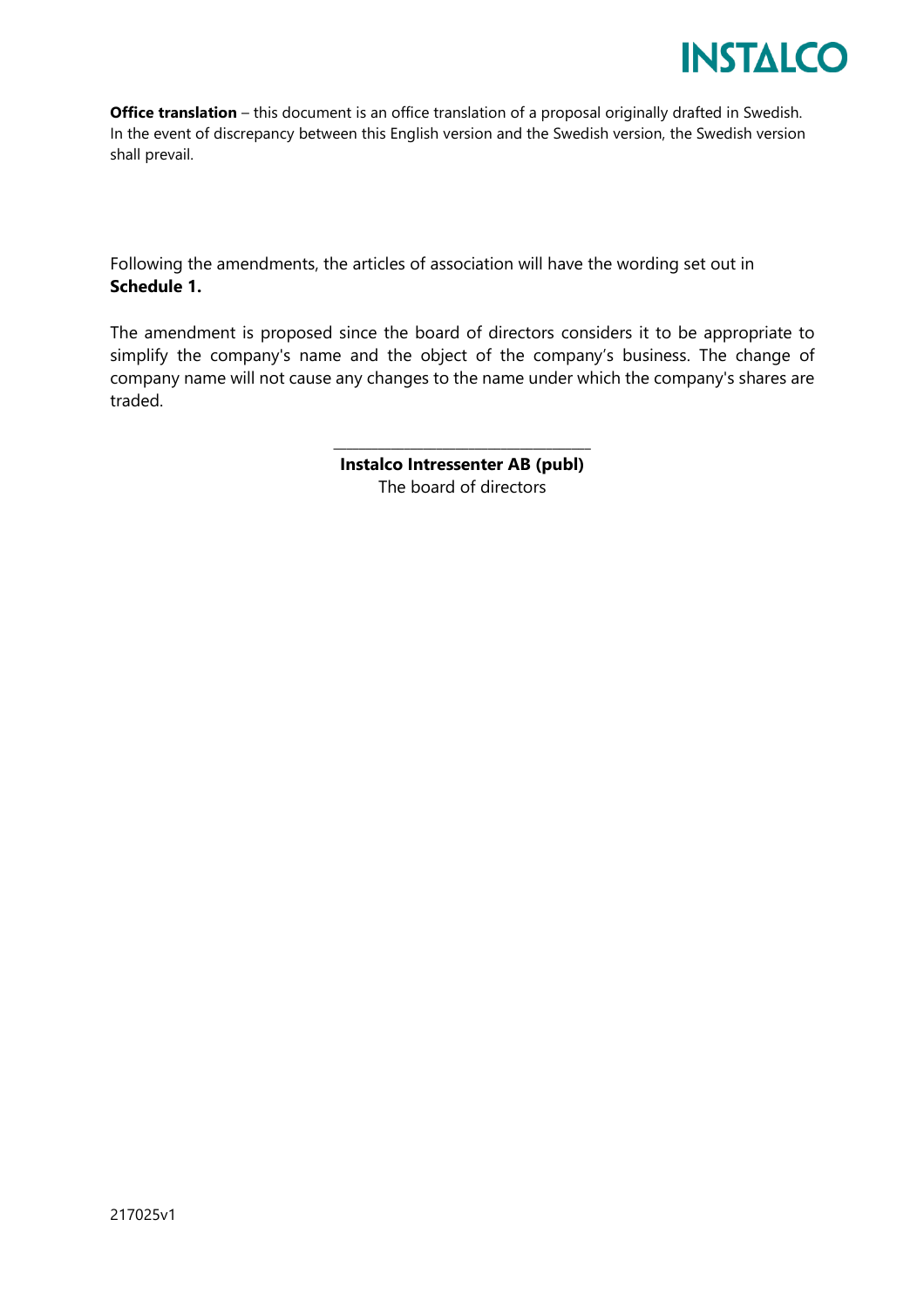**Office translation** – this document is an office translation of a proposal originally drafted in Swedish. In the event of discrepancy between this English version and the Swedish version, the Swedish version shall prevail.

Following the amendments, the articles of association will have the wording set out in **Schedule 1.**

The amendment is proposed since the board of directors considers it to be appropriate to simplify the company's name and the object of the company's business. The change of company name will not cause any changes to the name under which the company's shares are traded.

\_\_\_\_\_\_\_\_\_\_\_\_\_\_\_\_\_\_\_\_\_\_\_\_\_\_\_\_\_\_\_\_\_\_\_\_

**Instalco Intressenter AB (publ)**
The board of directors

217025v1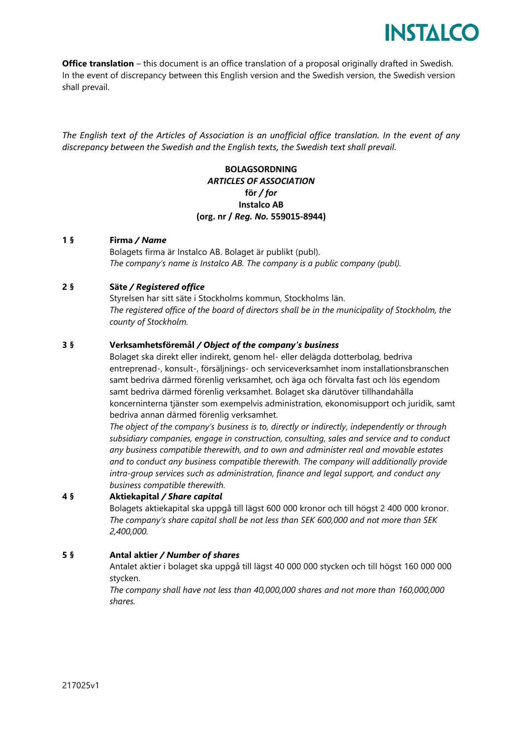**Office translation** – this document is an office translation of a proposal originally drafted in Swedish. In the event of discrepancy between this English version and the Swedish version, the Swedish version shall prevail.

*The English text of the Articles of Association is an unofficial office translation. In the event of any discrepancy between the Swedish and the English texts, the Swedish text shall prevail.*

**BOLAGSORDNING**
***ARTICLES OF ASSOCIATION***
**för / *for***
**Instalco AB**
**(org. nr / *Reg. No.* 559015-8944)**

**1 §** **Firma / *Name***

Bolagets firma är Instalco AB. Bolaget är publikt (publ).
*The company's name is Instalco AB. The company is a public company (publ).*

**2 §** **Säte / *Registered office***

Styrelsen har sitt säte i Stockholms kommun, Stockholms län.
*The registered office of the board of directors shall be in the municipality of Stockholm, the county of Stockholm.*

**3 §** **Verksamhetsföremål / *Object of the company's business***

Bolaget ska direkt eller indirekt, genom hel- eller delägda dotterbolag, bedriva entreprenad-, konsult-, försäljnings- och serviceverksamhet inom installationsbranschen samt bedriva därmed förenlig verksamhet, och äga och förvalta fast och lös egendom samt bedriva därmed förenlig verksamhet. Bolaget ska därutöver tillhandahålla koncerninterna tjänster som exempelvis administration, ekonomisupport och juridik, samt bedriva annan därmed förenlig verksamhet.
*The object of the company's business is to, directly or indirectly, independently or through subsidiary companies, engage in construction, consulting, sales and service and to conduct any business compatible therewith, and to own and administer real and movable estates and to conduct any business compatible therewith. The company will additionally provide intra-group services such as administration, finance and legal support, and conduct any business compatible therewith.*

**4 §** **Aktiekapital / *Share capital***

Bolagets aktiekapital ska uppgå till lägst 600 000 kronor och till högst 2 400 000 kronor.
*The company's share capital shall be not less than SEK 600,000 and not more than SEK 2,400,000.*

**5 §** **Antal aktier / *Number of shares***

Antalet aktier i bolaget ska uppgå till lägst 40 000 000 stycken och till högst 160 000 000 stycken.
*The company shall have not less than 40,000,000 shares and not more than 160,000,000 shares.*

217025v1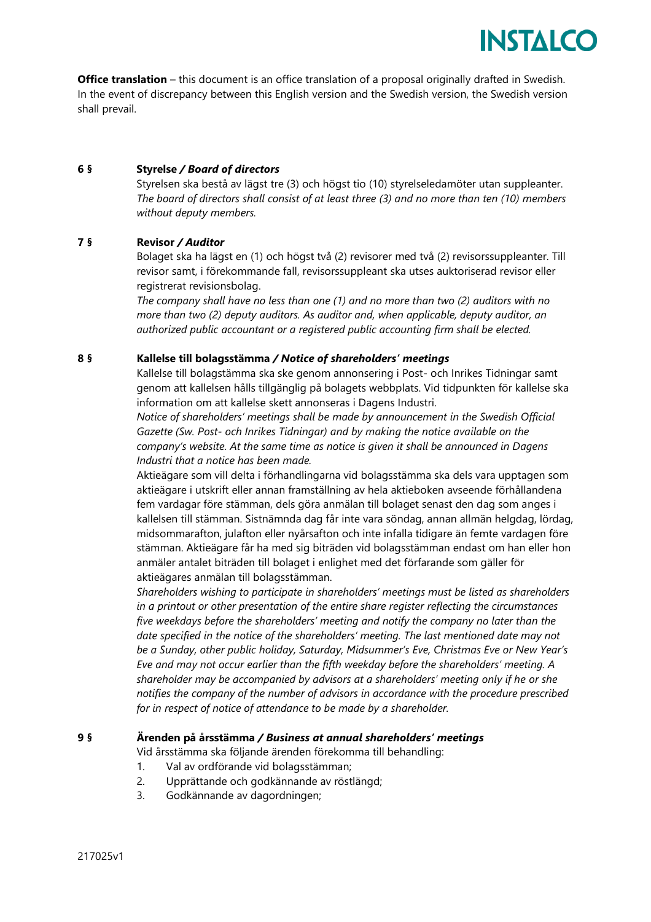**Office translation** – this document is an office translation of a proposal originally drafted in Swedish. In the event of discrepancy between this English version and the Swedish version, the Swedish version shall prevail.

**6 §** **Styrelse / *Board of directors***

Styrelsen ska bestå av lägst tre (3) och högst tio (10) styrelseledamöter utan suppleanter.
*The board of directors shall consist of at least three (3) and no more than ten (10) members without deputy members.*

**7 §** **Revisor / *Auditor***

Bolaget ska ha lägst en (1) och högst två (2) revisorer med två (2) revisorssuppleanter. Till revisor samt, i förekommande fall, revisorssuppleant ska utses auktoriserad revisor eller registrerat revisionsbolag.
*The company shall have no less than one (1) and no more than two (2) auditors with no more than two (2) deputy auditors. As auditor and, when applicable, deputy auditor, an authorized public accountant or a registered public accounting firm shall be elected.*

**8 §** **Kallelse till bolagsstämma / *Notice of shareholders' meetings***

Kallelse till bolagstämma ska ske genom annonsering i Post- och Inrikes Tidningar samt genom att kallelsen hålls tillgänglig på bolagets webbplats. Vid tidpunkten för kallelse ska information om att kallelse skett annonseras i Dagens Industri.
*Notice of shareholders' meetings shall be made by announcement in the Swedish Official Gazette (Sw. Post- och Inrikes Tidningar) and by making the notice available on the company's website. At the same time as notice is given it shall be announced in Dagens Industri that a notice has been made.*

Aktieägare som vill delta i förhandlingarna vid bolagsstämma ska dels vara upptagen som aktieägare i utskrift eller annan framställning av hela aktieboken avseende förhållandena fem vardagar före stämman, dels göra anmälan till bolaget senast den dag som anges i kallelsen till stämman. Sistnämnda dag får inte vara söndag, annan allmän helgdag, lördag, midsommarafton, julafton eller nyårsafton och inte infalla tidigare än femte vardagen före stämman. Aktieägare får ha med sig biträden vid bolagsstämman endast om han eller hon anmäler antalet biträden till bolaget i enlighet med det förfarande som gäller för aktieägares anmälan till bolagsstämman.
*Shareholders wishing to participate in shareholders' meetings must be listed as shareholders in a printout or other presentation of the entire share register reflecting the circumstances five weekdays before the shareholders' meeting and notify the company no later than the date specified in the notice of the shareholders' meeting. The last mentioned date may not be a Sunday, other public holiday, Saturday, Midsummer's Eve, Christmas Eve or New Year's Eve and may not occur earlier than the fifth weekday before the shareholders' meeting. A shareholder may be accompanied by advisors at a shareholders' meeting only if he or she notifies the company of the number of advisors in accordance with the procedure prescribed for in respect of notice of attendance to be made by a shareholder.*

**9 §** **Ärenden på årsstämma / *Business at annual shareholders' meetings***

Vid årsstämma ska följande ärenden förekomma till behandling:

1. Val av ordförande vid bolagsstämman;
2. Upprättande och godkännande av röstlängd;
3. Godkännande av dagordningen;

217025v1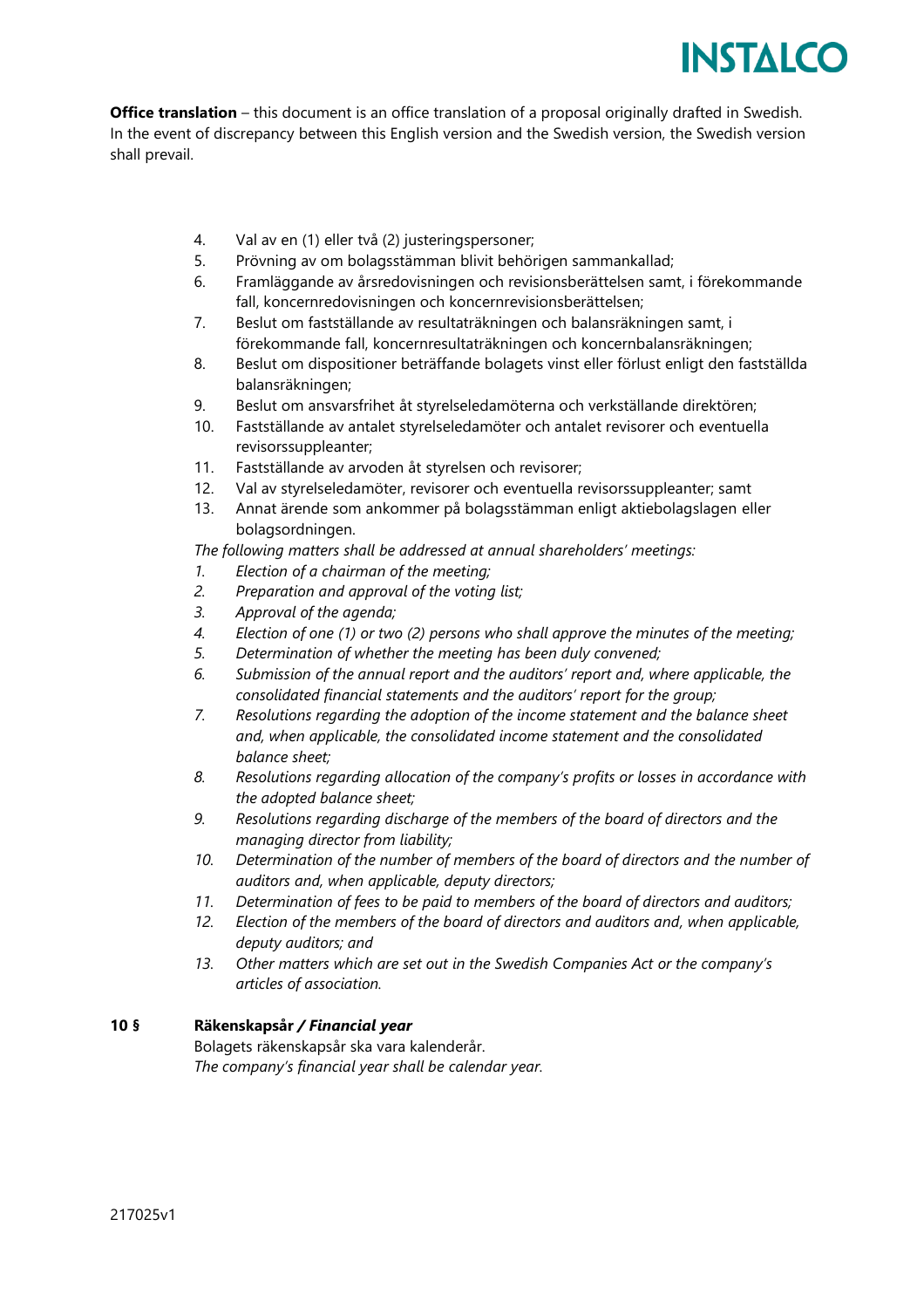**Office translation** – this document is an office translation of a proposal originally drafted in Swedish. In the event of discrepancy between this English version and the Swedish version, the Swedish version shall prevail.

4. Val av en (1) eller två (2) justeringspersoner;
5. Prövning av om bolagsstämman blivit behörigen sammankallad;
6. Framläggande av årsredovisningen och revisionsberättelsen samt, i förekommande fall, koncernredovisningen och koncernrevisionsberättelsen;
7. Beslut om fastställande av resultaträkningen och balansräkningen samt, i förekommande fall, koncernresultaträkningen och koncernbalansräkningen;
8. Beslut om dispositioner beträffande bolagets vinst eller förlust enligt den fastställda balansräkningen;
9. Beslut om ansvarsfrihet åt styrelseledamöterna och verkställande direktören;
10. Fastställande av antalet styrelseledamöter och antalet revisorer och eventuella revisorssuppleanter;
11. Fastställande av arvoden åt styrelsen och revisorer;
12. Val av styrelseledamöter, revisorer och eventuella revisorssuppleanter; samt
13. Annat ärende som ankommer på bolagsstämman enligt aktiebolagslagen eller bolagsordningen.

*The following matters shall be addressed at annual shareholders' meetings:*

1. *Election of a chairman of the meeting;*
2. *Preparation and approval of the voting list;*
3. *Approval of the agenda;*
4. *Election of one (1) or two (2) persons who shall approve the minutes of the meeting;*
5. *Determination of whether the meeting has been duly convened;*
6. *Submission of the annual report and the auditors' report and, where applicable, the consolidated financial statements and the auditors' report for the group;*
7. *Resolutions regarding the adoption of the income statement and the balance sheet and, when applicable, the consolidated income statement and the consolidated balance sheet;*
8. *Resolutions regarding allocation of the company's profits or losses in accordance with the adopted balance sheet;*
9. *Resolutions regarding discharge of the members of the board of directors and the managing director from liability;*
10. *Determination of the number of members of the board of directors and the number of auditors and, when applicable, deputy directors;*
11. *Determination of fees to be paid to members of the board of directors and auditors;*
12. *Election of the members of the board of directors and auditors and, when applicable, deputy auditors; and*
13. *Other matters which are set out in the Swedish Companies Act or the company's articles of association.*

**10 § Räkenskapsår / *Financial year***

Bolagets räkenskapsår ska vara kalenderår.
*The company's financial year shall be calendar year.*

217025v1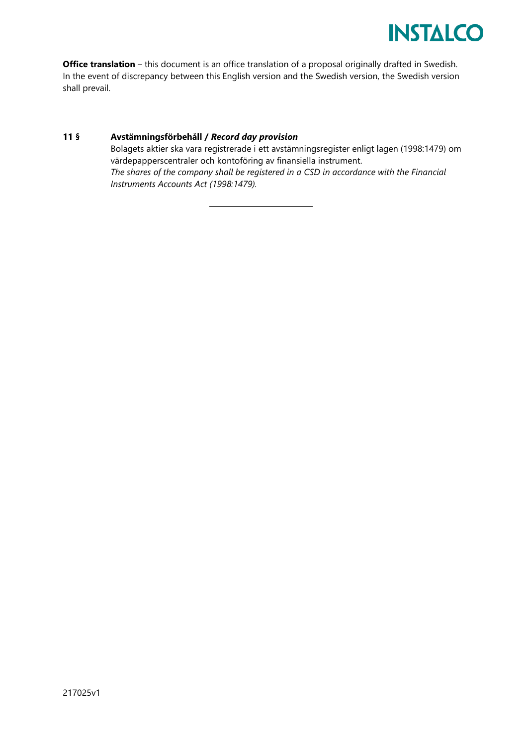**Office translation** – this document is an office translation of a proposal originally drafted in Swedish. In the event of discrepancy between this English version and the Swedish version, the Swedish version shall prevail.

**11 §** **Avstämningsförbehåll /** ***Record day provision***

Bolagets aktier ska vara registrerade i ett avstämningsregister enligt lagen (1998:1479) om värdepapperscentraler och kontoföring av finansiella instrument.

*The shares of the company shall be registered in a CSD in accordance with the Financial Instruments Accounts Act (1998:1479).*

---

217025v1